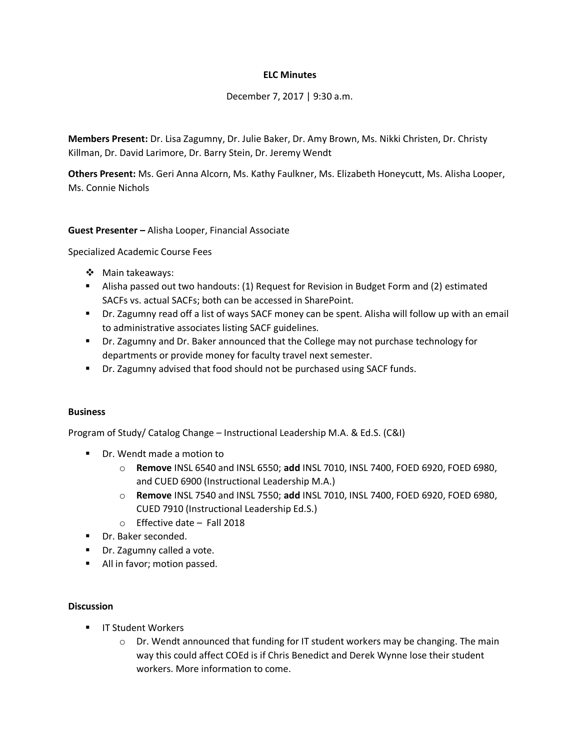**ELC Minutes**

December 7, 2017 | 9:30 a.m.

**Members Present:** Dr. Lisa Zagumny, Dr. Julie Baker, Dr. Amy Brown, Ms. Nikki Christen, Dr. Christy Killman, Dr. David Larimore, Dr. Barry Stein, Dr. Jeremy Wendt

**Others Present:** Ms. Geri Anna Alcorn, Ms. Kathy Faulkner, Ms. Elizabeth Honeycutt, Ms. Alisha Looper, Ms. Connie Nichols

**Guest Presenter –** Alisha Looper, Financial Associate

Specialized Academic Course Fees

- Main takeaways:
- Alisha passed out two handouts: (1) Request for Revision in Budget Form and (2) estimated SACFs vs. actual SACFs; both can be accessed in SharePoint.
- Dr. Zagumny read off a list of ways SACF money can be spent. Alisha will follow up with an email to administrative associates listing SACF guidelines.
- Dr. Zagumny and Dr. Baker announced that the College may not purchase technology for departments or provide money for faculty travel next semester.
- Dr. Zagumny advised that food should not be purchased using SACF funds.

**Business**

Program of Study/ Catalog Change – Instructional Leadership M.A. & Ed.S. (C&I)

- Dr. Wendt made a motion to
  - **Remove** INSL 6540 and INSL 6550; **add** INSL 7010, INSL 7400, FOED 6920, FOED 6980, and CUED 6900 (Instructional Leadership M.A.)
  - **Remove** INSL 7540 and INSL 7550; **add** INSL 7010, INSL 7400, FOED 6920, FOED 6980, CUED 7910 (Instructional Leadership Ed.S.)
  - Effective date – Fall 2018
- Dr. Baker seconded.
- Dr. Zagumny called a vote.
- All in favor; motion passed.

**Discussion**

- IT Student Workers
  - Dr. Wendt announced that funding for IT student workers may be changing. The main way this could affect COEd is if Chris Benedict and Derek Wynne lose their student workers. More information to come.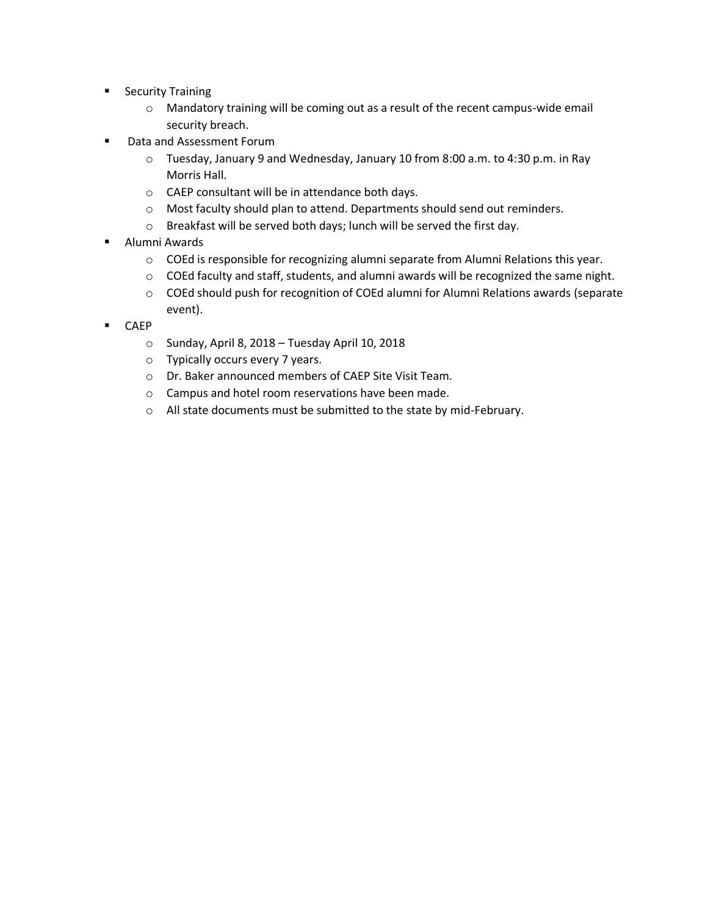- Security Training
  - Mandatory training will be coming out as a result of the recent campus-wide email security breach.
- Data and Assessment Forum
  - Tuesday, January 9 and Wednesday, January 10 from 8:00 a.m. to 4:30 p.m. in Ray Morris Hall.
  - CAEP consultant will be in attendance both days.
  - Most faculty should plan to attend. Departments should send out reminders.
  - Breakfast will be served both days; lunch will be served the first day.
- Alumni Awards
  - COEd is responsible for recognizing alumni separate from Alumni Relations this year.
  - COEd faculty and staff, students, and alumni awards will be recognized the same night.
  - COEd should push for recognition of COEd alumni for Alumni Relations awards (separate event).
- CAEP
  - Sunday, April 8, 2018 – Tuesday April 10, 2018
  - Typically occurs every 7 years.
  - Dr. Baker announced members of CAEP Site Visit Team.
  - Campus and hotel room reservations have been made.
  - All state documents must be submitted to the state by mid-February.